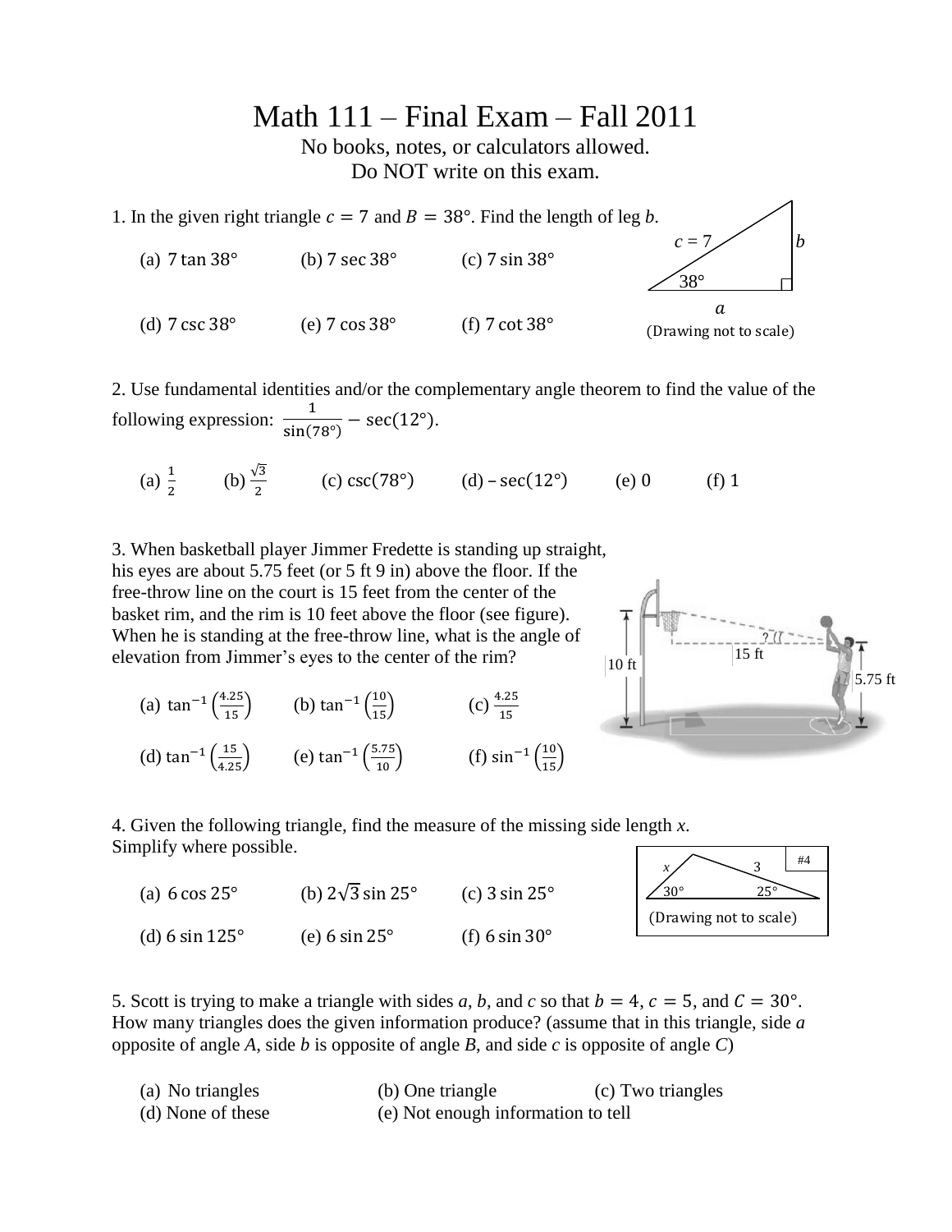# Math 111 – Final Exam – Fall 2011

No books, notes, or calculators allowed.
Do NOT write on this exam.

1. In the given right triangle $c = 7$ and $B = 38°$. Find the length of leg $b$.

(a) $7\tan 38°$ (b) $7\sec 38°$ (c) $7\sin 38°$

(d) $7\csc 38°$ (e) $7\cos 38°$ (f) $7\cot 38°$

(Drawing not to scale)

2. Use fundamental identities and/or the complementary angle theorem to find the value of the following expression: $\frac{1}{\sin(78°)} - \sec(12°)$.

(a) $\frac{1}{2}$ (b) $\frac{\sqrt{3}}{2}$ (c) $\csc(78°)$ (d) $-\sec(12°)$ (e) $0$ (f) $1$

3. When basketball player Jimmer Fredette is standing up straight, his eyes are about 5.75 feet (or 5 ft 9 in) above the floor. If the free-throw line on the court is 15 feet from the center of the basket rim, and the rim is 10 feet above the floor (see figure). When he is standing at the free-throw line, what is the angle of elevation from Jimmer's eyes to the center of the rim?

(a) $\tan^{-1}\left(\frac{4.25}{15}\right)$ (b) $\tan^{-1}\left(\frac{10}{15}\right)$ (c) $\frac{4.25}{15}$

(d) $\tan^{-1}\left(\frac{15}{4.25}\right)$ (e) $\tan^{-1}\left(\frac{5.75}{10}\right)$ (f) $\sin^{-1}\left(\frac{10}{15}\right)$

4. Given the following triangle, find the measure of the missing side length $x$. Simplify where possible.

(a) $6\cos 25°$ (b) $2\sqrt{3}\sin 25°$ (c) $3\sin 25°$

(d) $6\sin 125°$ (e) $6\sin 25°$ (f) $6\sin 30°$

(Drawing not to scale)

5. Scott is trying to make a triangle with sides $a$, $b$, and $c$ so that $b = 4$, $c = 5$, and $C = 30°$. How many triangles does the given information produce? (assume that in this triangle, side $a$ opposite of angle $A$, side $b$ is opposite of angle $B$, and side $c$ is opposite of angle $C$)

(a) No triangles (b) One triangle (c) Two triangles
(d) None of these (e) Not enough information to tell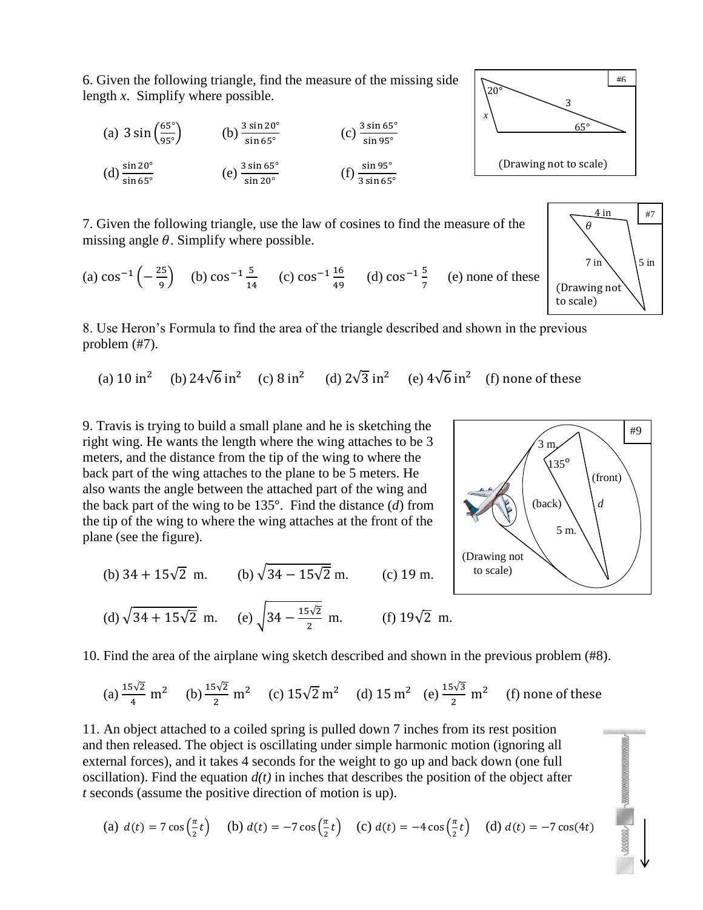6. Given the following triangle, find the measure of the missing side length *x*. Simplify where possible.

#6

$20°$

3

*x*

$65°$

(Drawing not to scale)

(a) $3\sin\left(\frac{65°}{95°}\right)$ (b) $\frac{3\sin 20°}{\sin 65°}$ (c) $\frac{3\sin 65°}{\sin 95°}$

(d) $\frac{\sin 20°}{\sin 65°}$ (e) $\frac{3\sin 65°}{\sin 20°}$ (f) $\frac{\sin 95°}{3\sin 65°}$

7. Given the following triangle, use the law of cosines to find the measure of the missing angle $\theta$. Simplify where possible.

#7

4 in

$\theta$

7 in

5 in

(Drawing not to scale)

(a) $\cos^{-1}\left(-\frac{25}{9}\right)$ (b) $\cos^{-1}\frac{5}{14}$ (c) $\cos^{-1}\frac{16}{49}$ (d) $\cos^{-1}\frac{5}{7}$ (e) none of these

8. Use Heron's Formula to find the area of the triangle described and shown in the previous problem (#7).

(a) $10 \text{ in}^2$ (b) $24\sqrt{6} \text{ in}^2$ (c) $8 \text{ in}^2$ (d) $2\sqrt{3} \text{ in}^2$ (e) $4\sqrt{6} \text{ in}^2$ (f) none of these

9. Travis is trying to build a small plane and he is sketching the right wing. He wants the length where the wing attaches to be 3 meters, and the distance from the tip of the wing to where the back part of the wing attaches to the plane to be 5 meters. He also wants the angle between the attached part of the wing and the back part of the wing to be 135°. Find the distance (*d*) from the tip of the wing to where the wing attaches at the front of the plane (see the figure).

#9

3 m.

$135°$

(front)

(back)

*d*

5 m.

(Drawing not to scale)

(b) $34 + 15\sqrt{2}$ m. (b) $\sqrt{34 - 15\sqrt{2}}$ m. (c) 19 m.

(d) $\sqrt{34 + 15\sqrt{2}}$ m. (e) $\sqrt{34 - \frac{15\sqrt{2}}{2}}$ m. (f) $19\sqrt{2}$ m.

10. Find the area of the airplane wing sketch described and shown in the previous problem (#8).

(a) $\frac{15\sqrt{2}}{4} \text{ m}^2$ (b) $\frac{15\sqrt{2}}{2} \text{ m}^2$ (c) $15\sqrt{2} \text{ m}^2$ (d) $15 \text{ m}^2$ (e) $\frac{15\sqrt{3}}{2} \text{ m}^2$ (f) none of these

11. An object attached to a coiled spring is pulled down 7 inches from its rest position and then released. The object is oscillating under simple harmonic motion (ignoring all external forces), and it takes 4 seconds for the weight to go up and back down (one full oscillation). Find the equation *d(t)* in inches that describes the position of the object after *t* seconds (assume the positive direction of motion is up).

(a) $d(t) = 7\cos\left(\frac{\pi}{2}t\right)$ (b) $d(t) = -7\cos\left(\frac{\pi}{2}t\right)$ (c) $d(t) = -4\cos\left(\frac{\pi}{2}t\right)$ (d) $d(t) = -7\cos(4t)$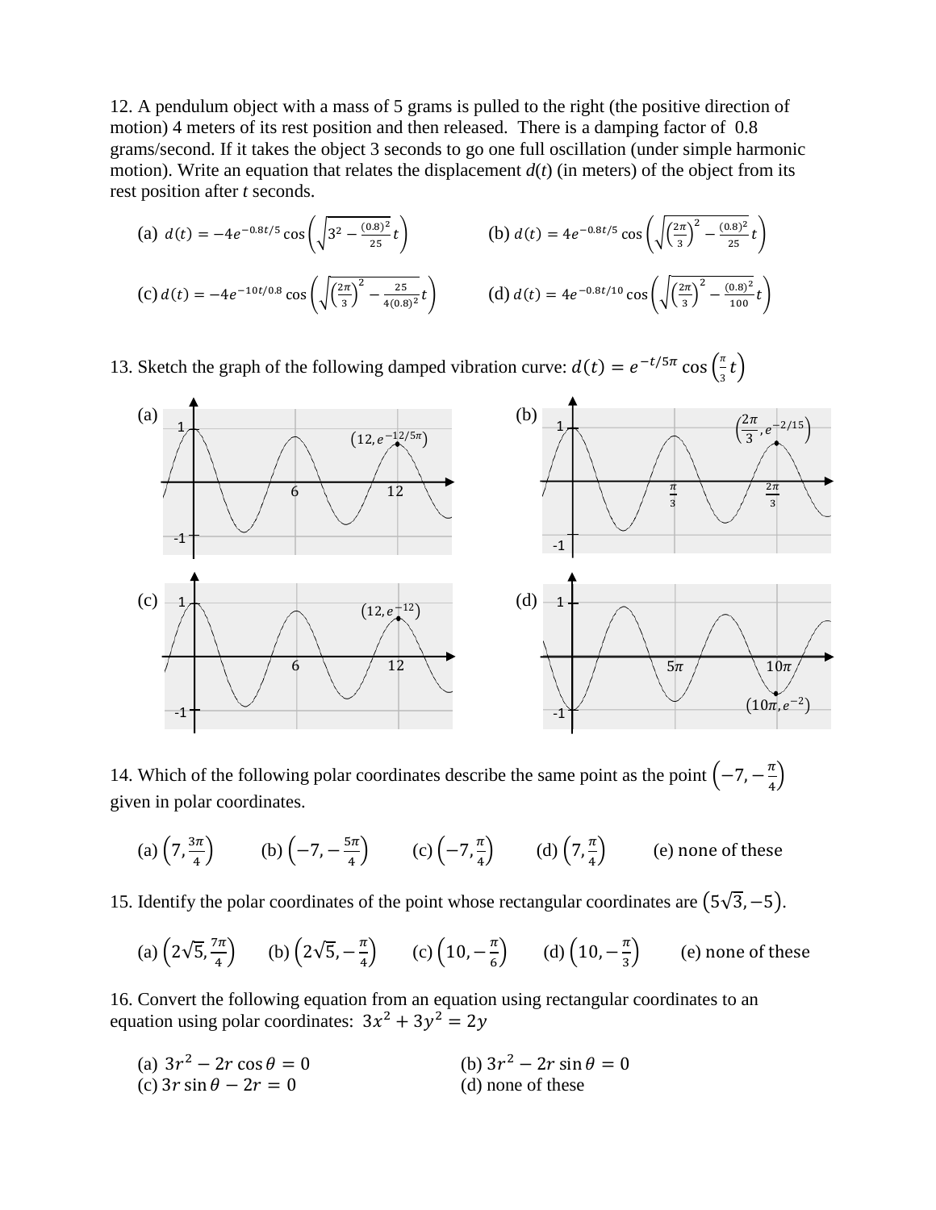12. A pendulum object with a mass of 5 grams is pulled to the right (the positive direction of motion) 4 meters of its rest position and then released. There is a damping factor of 0.8 grams/second. If it takes the object 3 seconds to go one full oscillation (under simple harmonic motion). Write an equation that relates the displacement $d(t)$ (in meters) of the object from its rest position after $t$ seconds.

(a) $d(t) = -4e^{-0.8t/5}\cos\left(\sqrt{3^2 - \frac{(0.8)^2}{25}}\,t\right)$

(b) $d(t) = 4e^{-0.8t/5}\cos\left(\sqrt{\left(\frac{2\pi}{3}\right)^2 - \frac{(0.8)^2}{25}}\,t\right)$

(c) $d(t) = -4e^{-10t/0.8}\cos\left(\sqrt{\left(\frac{2\pi}{3}\right)^2 - \frac{25}{4(0.8)^2}}\,t\right)$

(d) $d(t) = 4e^{-0.8t/10}\cos\left(\sqrt{\left(\frac{2\pi}{3}\right)^2 - \frac{(0.8)^2}{100}}\,t\right)$

13. Sketch the graph of the following damped vibration curve: $d(t) = e^{-t/5\pi}\cos\left(\frac{\pi}{3}t\right)$

(a) Graph with labels: 1, −1, 6, 12, point $(12, e^{-12/5\pi})$

(b) Graph with labels: 1, −1, $\frac{\pi}{3}$, $\frac{2\pi}{3}$, point $\left(\frac{2\pi}{3}, e^{-2/15}\right)$

(c) Graph with labels: 1, −1, 6, 12, point $(12, e^{-12})$

(d) Graph with labels: 1, −1, $5\pi$, $10\pi$, point $(10\pi, e^{-2})$

14. Which of the following polar coordinates describe the same point as the point $\left(-7, -\frac{\pi}{4}\right)$ given in polar coordinates.

(a) $\left(7, \frac{3\pi}{4}\right)$ (b) $\left(-7, -\frac{5\pi}{4}\right)$ (c) $\left(-7, \frac{\pi}{4}\right)$ (d) $\left(7, \frac{\pi}{4}\right)$ (e) none of these

15. Identify the polar coordinates of the point whose rectangular coordinates are $(5\sqrt{3}, -5)$.

(a) $\left(2\sqrt{5}, \frac{7\pi}{4}\right)$ (b) $\left(2\sqrt{5}, -\frac{\pi}{4}\right)$ (c) $\left(10, -\frac{\pi}{6}\right)$ (d) $\left(10, -\frac{\pi}{3}\right)$ (e) none of these

16. Convert the following equation from an equation using rectangular coordinates to an equation using polar coordinates: $3x^2 + 3y^2 = 2y$

(a) $3r^2 - 2r\cos\theta = 0$
(b) $3r^2 - 2r\sin\theta = 0$
(c) $3r\sin\theta - 2r = 0$
(d) none of these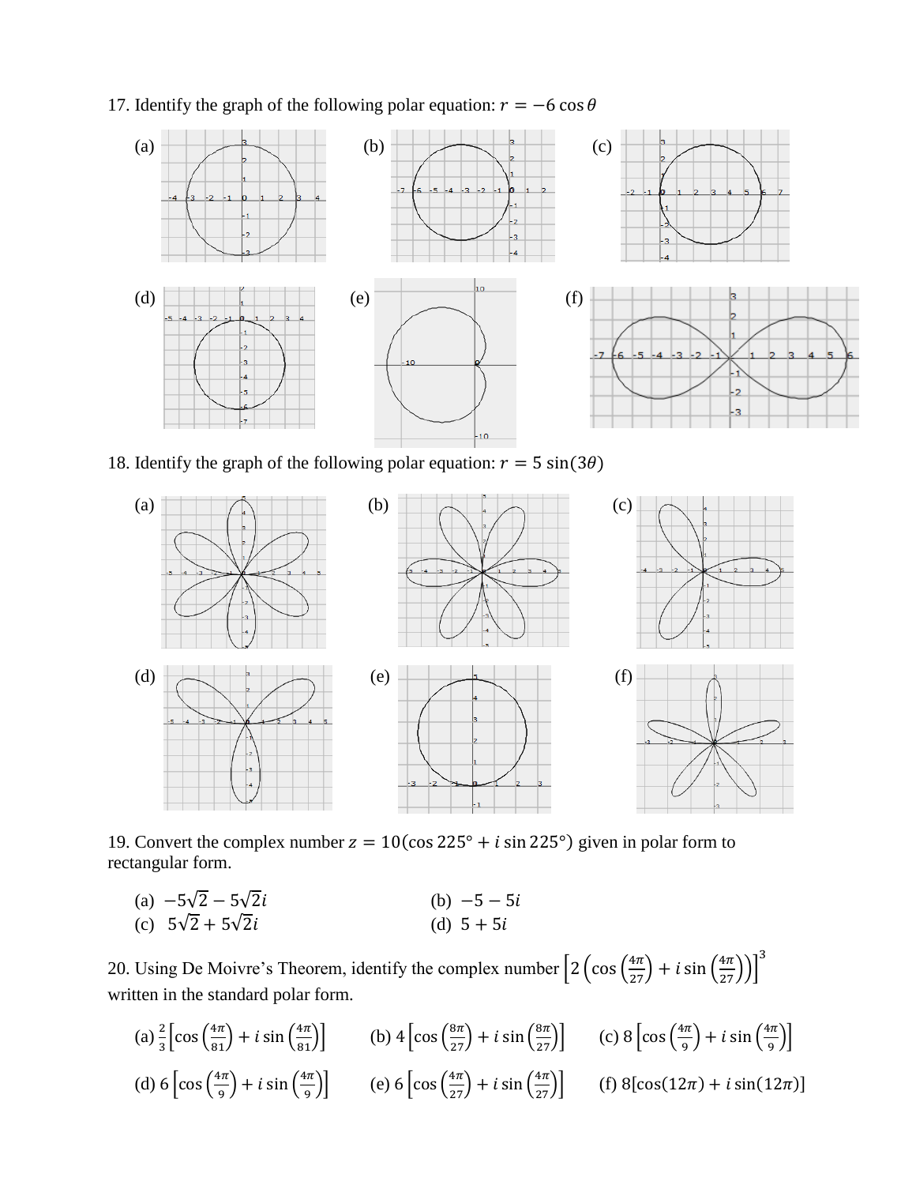17. Identify the graph of the following polar equation: $r = -6\cos\theta$

(a) (b) (c)

(d) (e) (f)

18. Identify the graph of the following polar equation: $r = 5\sin(3\theta)$

(a) (b) (c)

(d) (e) (f)

19. Convert the complex number $z = 10(\cos 225° + i\sin 225°)$ given in polar form to rectangular form.

(a) $-5\sqrt{2} - 5\sqrt{2}i$ (b) $-5 - 5i$

(c) $5\sqrt{2} + 5\sqrt{2}i$ (d) $5 + 5i$

20. Using De Moivre's Theorem, identify the complex number $\left[2\left(\cos\left(\frac{4\pi}{27}\right) + i\sin\left(\frac{4\pi}{27}\right)\right)\right]^3$ written in the standard polar form.

(a) $\frac{2}{3}\left[\cos\left(\frac{4\pi}{81}\right) + i\sin\left(\frac{4\pi}{81}\right)\right]$ (b) $4\left[\cos\left(\frac{8\pi}{27}\right) + i\sin\left(\frac{8\pi}{27}\right)\right]$ (c) $8\left[\cos\left(\frac{4\pi}{9}\right) + i\sin\left(\frac{4\pi}{9}\right)\right]$

(d) $6\left[\cos\left(\frac{4\pi}{9}\right) + i\sin\left(\frac{4\pi}{9}\right)\right]$ (e) $6\left[\cos\left(\frac{4\pi}{27}\right) + i\sin\left(\frac{4\pi}{27}\right)\right]$ (f) $8[\cos(12\pi) + i\sin(12\pi)]$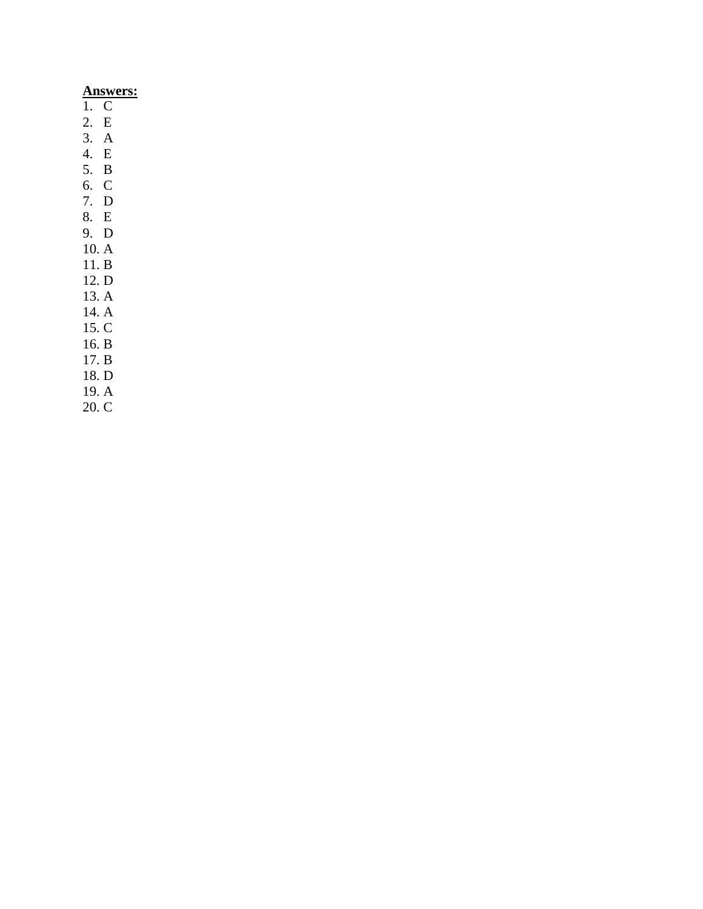**Answers:**

1. C
2. E
3. A
4. E
5. B
6. C
7. D
8. E
9. D
10. A
11. B
12. D
13. A
14. A
15. C
16. B
17. B
18. D
19. A
20. C